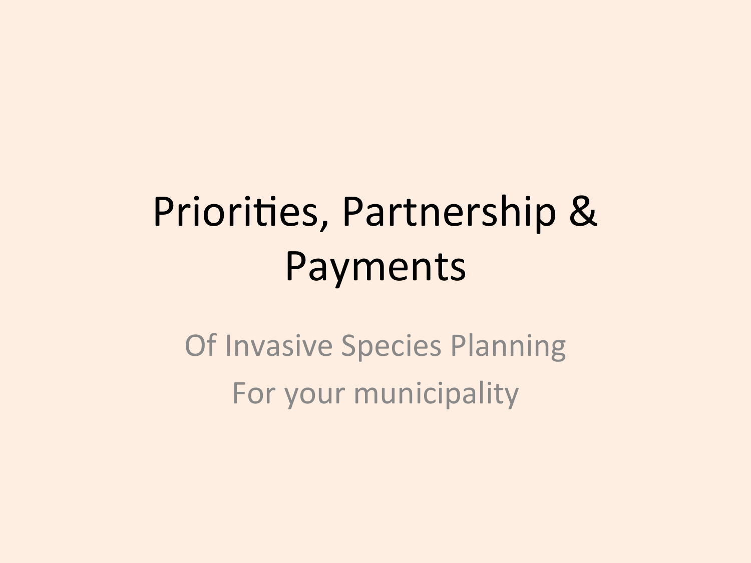# Priorities, Partnership & Payments

Of Invasive Species Planning

For your municipality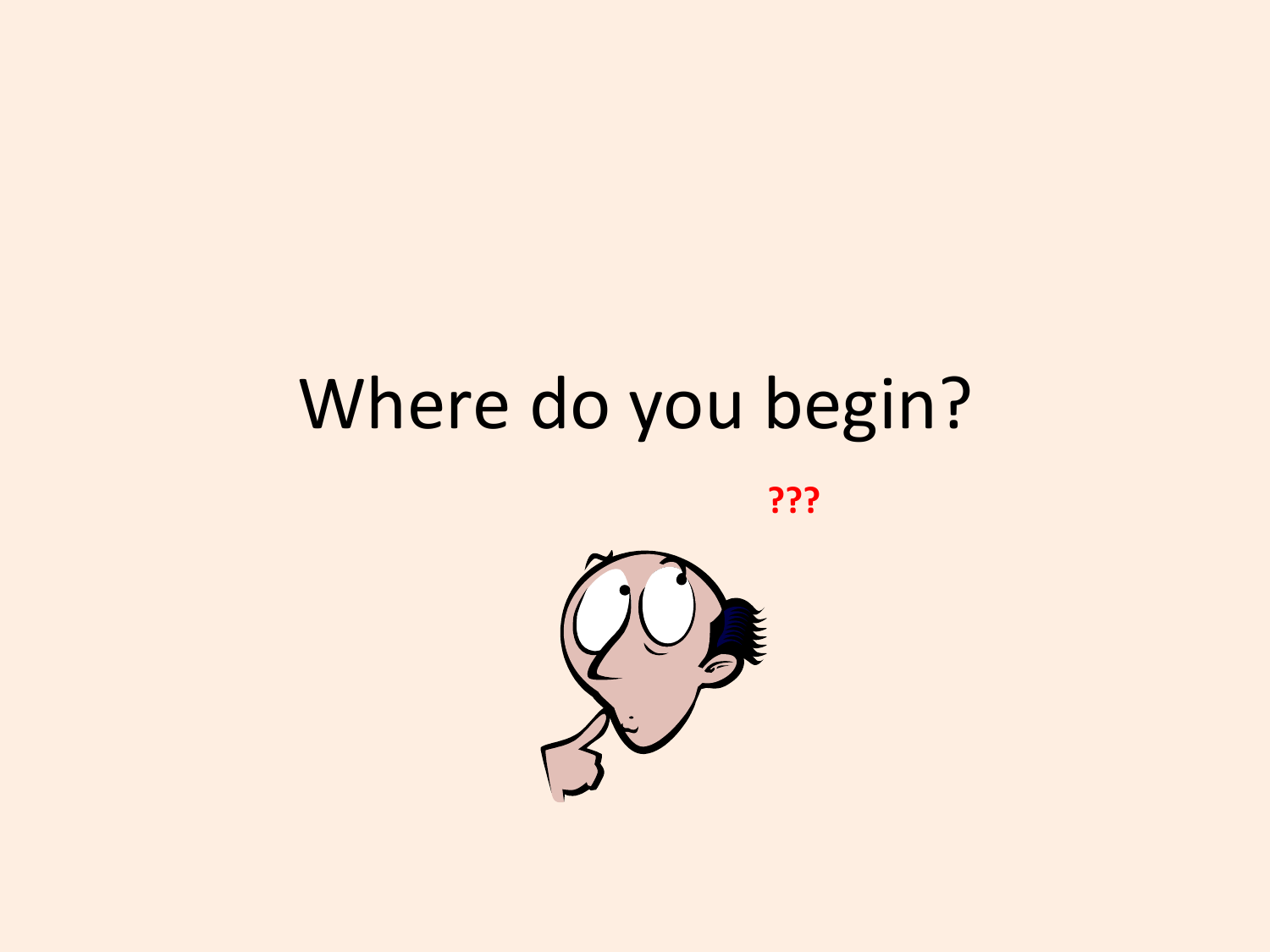# Where do you begin?

???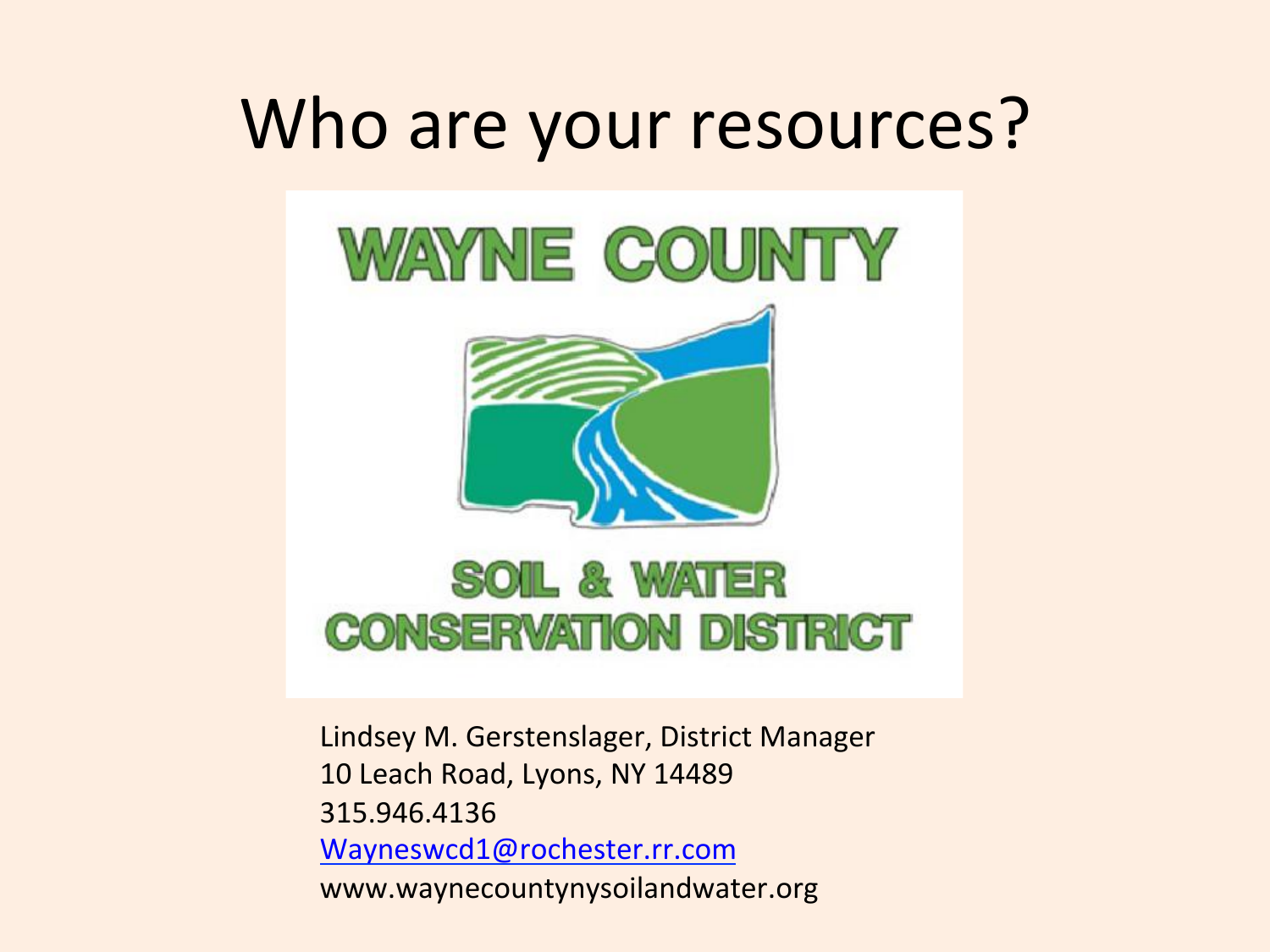# Who are your resources?

WAYNE COUNTY

SOIL & WATER CONSERVATION DISTRICT

Lindsey M. Gerstenslager, District Manager
10 Leach Road, Lyons, NY 14489
315.946.4136
Wayneswcd1@rochester.rr.com
www.waynecountynysoilandwater.org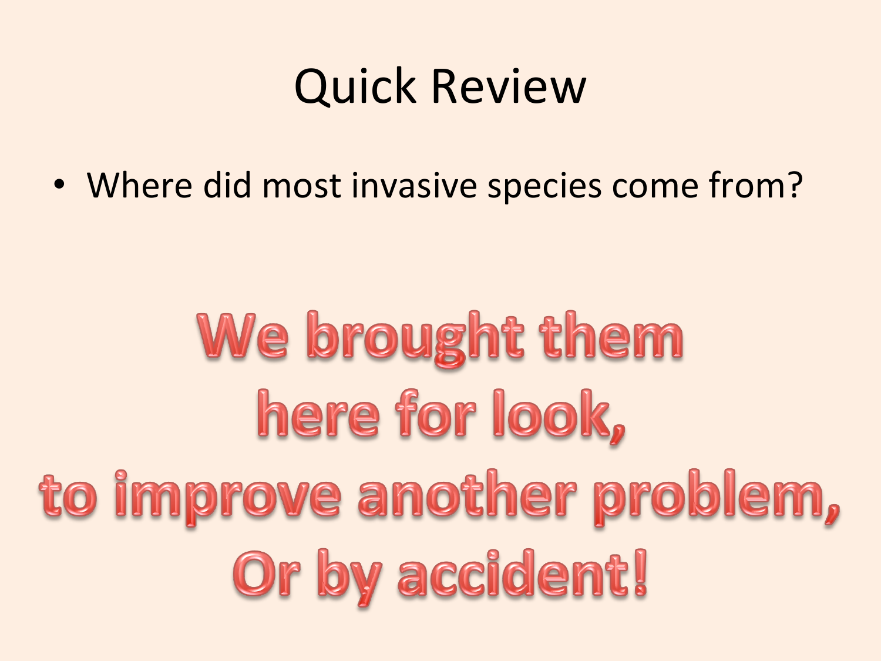# Quick Review

- Where did most invasive species come from?

**We brought them here for look, to improve another problem, Or by accident!**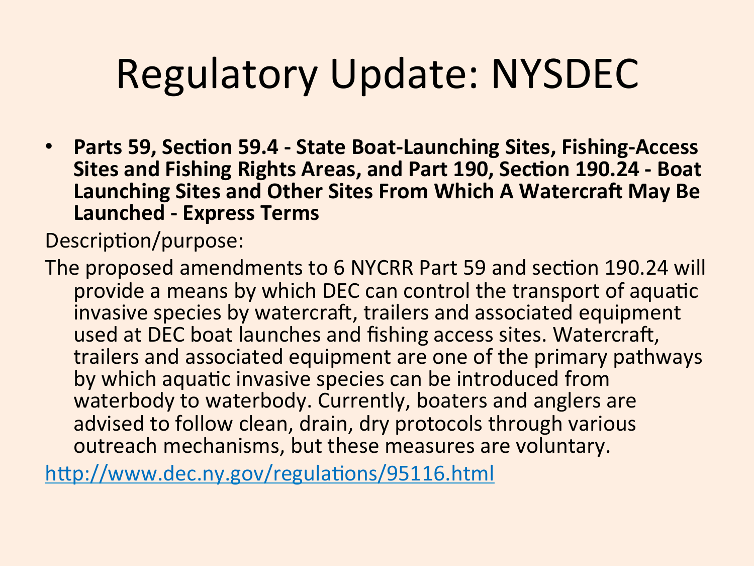# Regulatory Update: NYSDEC

- **Parts 59, Section 59.4 - State Boat-Launching Sites, Fishing-Access Sites and Fishing Rights Areas, and Part 190, Section 190.24 - Boat Launching Sites and Other Sites From Which A Watercraft May Be Launched - Express Terms**

Description/purpose:

The proposed amendments to 6 NYCRR Part 59 and section 190.24 will provide a means by which DEC can control the transport of aquatic invasive species by watercraft, trailers and associated equipment used at DEC boat launches and fishing access sites. Watercraft, trailers and associated equipment are one of the primary pathways by which aquatic invasive species can be introduced from waterbody to waterbody. Currently, boaters and anglers are advised to follow clean, drain, dry protocols through various outreach mechanisms, but these measures are voluntary.

http://www.dec.ny.gov/regulations/95116.html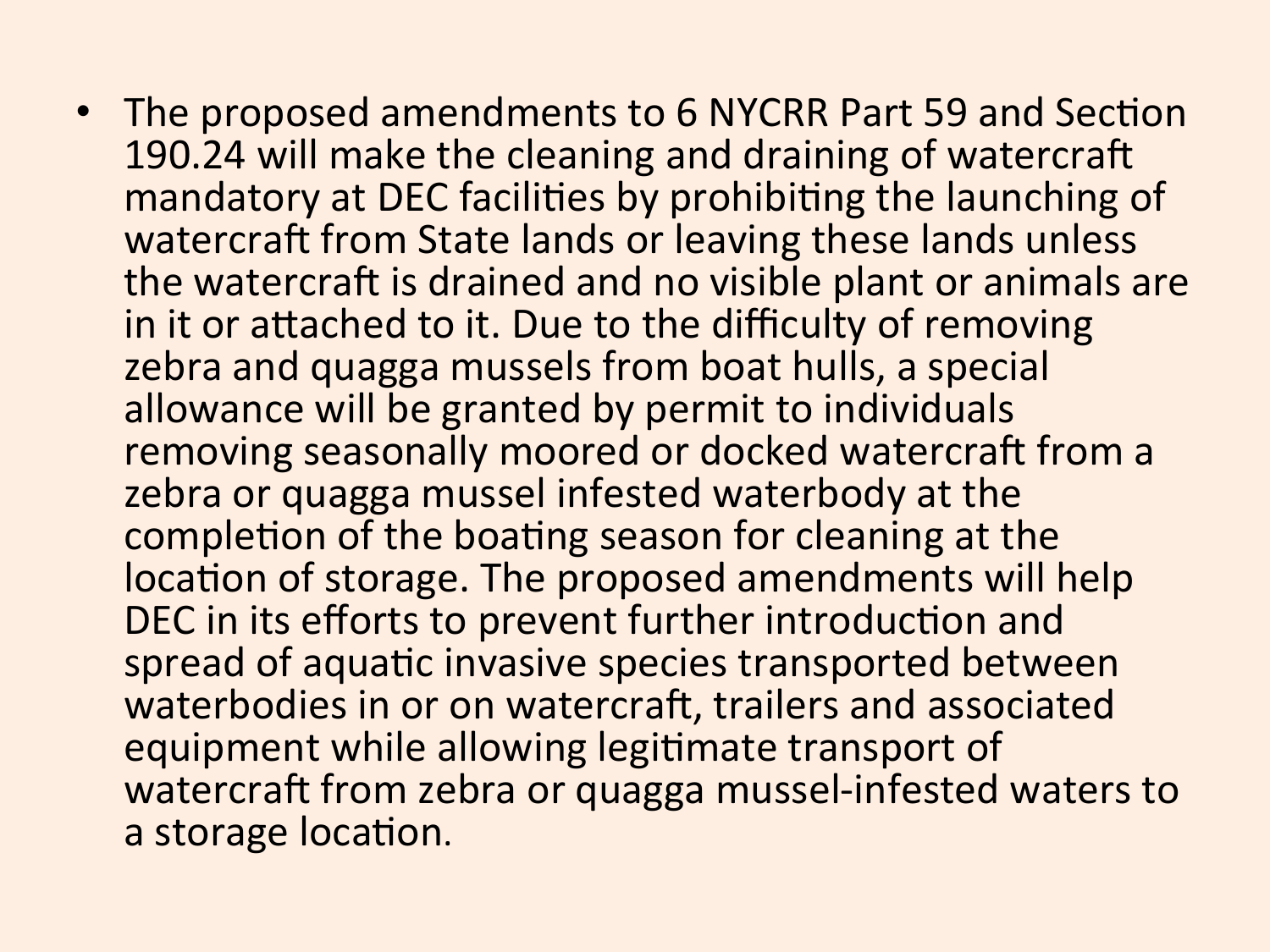- The proposed amendments to 6 NYCRR Part 59 and Section 190.24 will make the cleaning and draining of watercraft mandatory at DEC facilities by prohibiting the launching of watercraft from State lands or leaving these lands unless the watercraft is drained and no visible plant or animals are in it or attached to it. Due to the difficulty of removing zebra and quagga mussels from boat hulls, a special allowance will be granted by permit to individuals removing seasonally moored or docked watercraft from a zebra or quagga mussel infested waterbody at the completion of the boating season for cleaning at the location of storage. The proposed amendments will help DEC in its efforts to prevent further introduction and spread of aquatic invasive species transported between waterbodies in or on watercraft, trailers and associated equipment while allowing legitimate transport of watercraft from zebra or quagga mussel-infested waters to a storage location.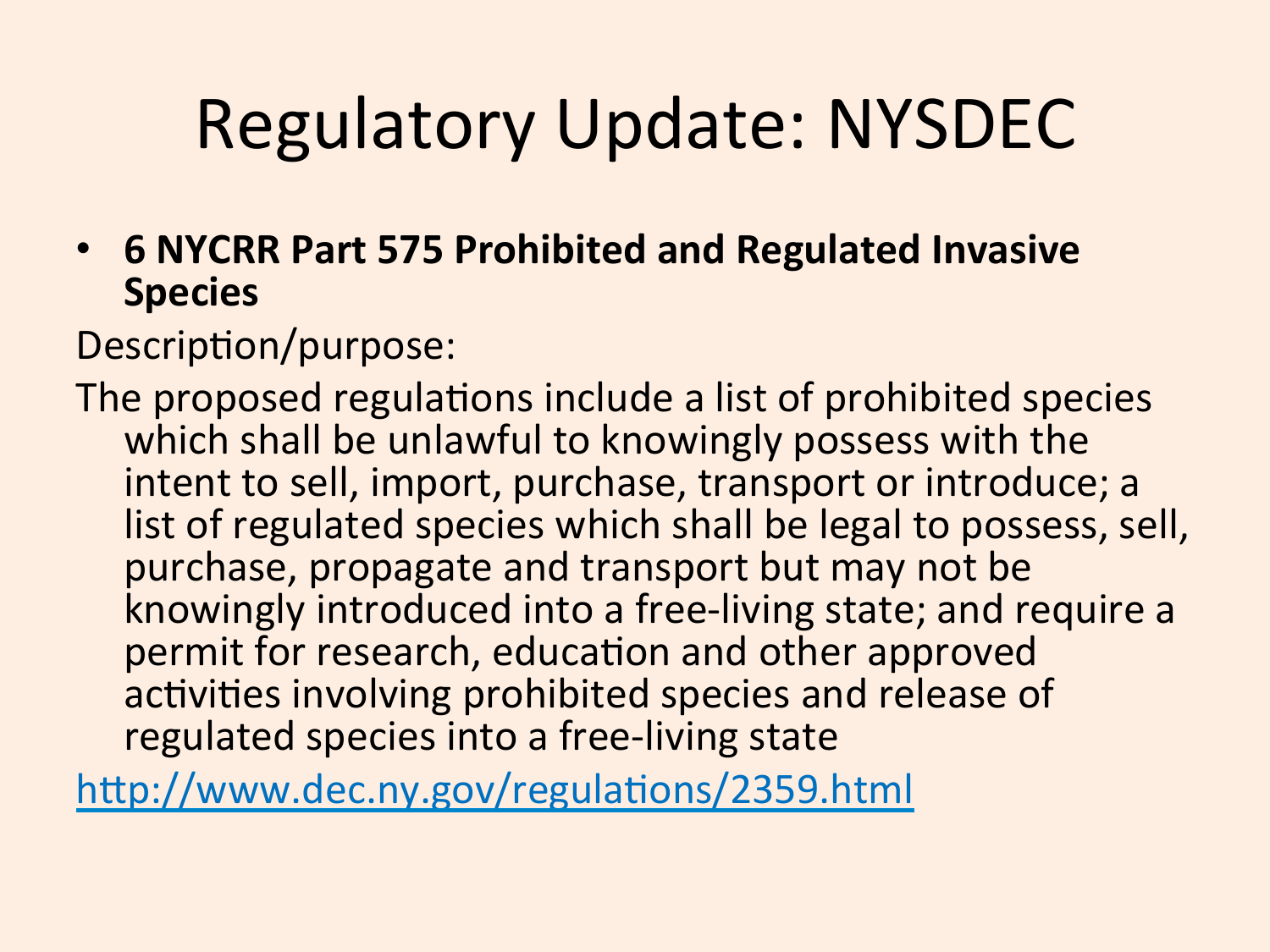# Regulatory Update: NYSDEC

- **6 NYCRR Part 575 Prohibited and Regulated Invasive Species**

Description/purpose:

The proposed regulations include a list of prohibited species which shall be unlawful to knowingly possess with the intent to sell, import, purchase, transport or introduce; a list of regulated species which shall be legal to possess, sell, purchase, propagate and transport but may not be knowingly introduced into a free-living state; and require a permit for research, education and other approved activities involving prohibited species and release of regulated species into a free-living state

http://www.dec.ny.gov/regulations/2359.html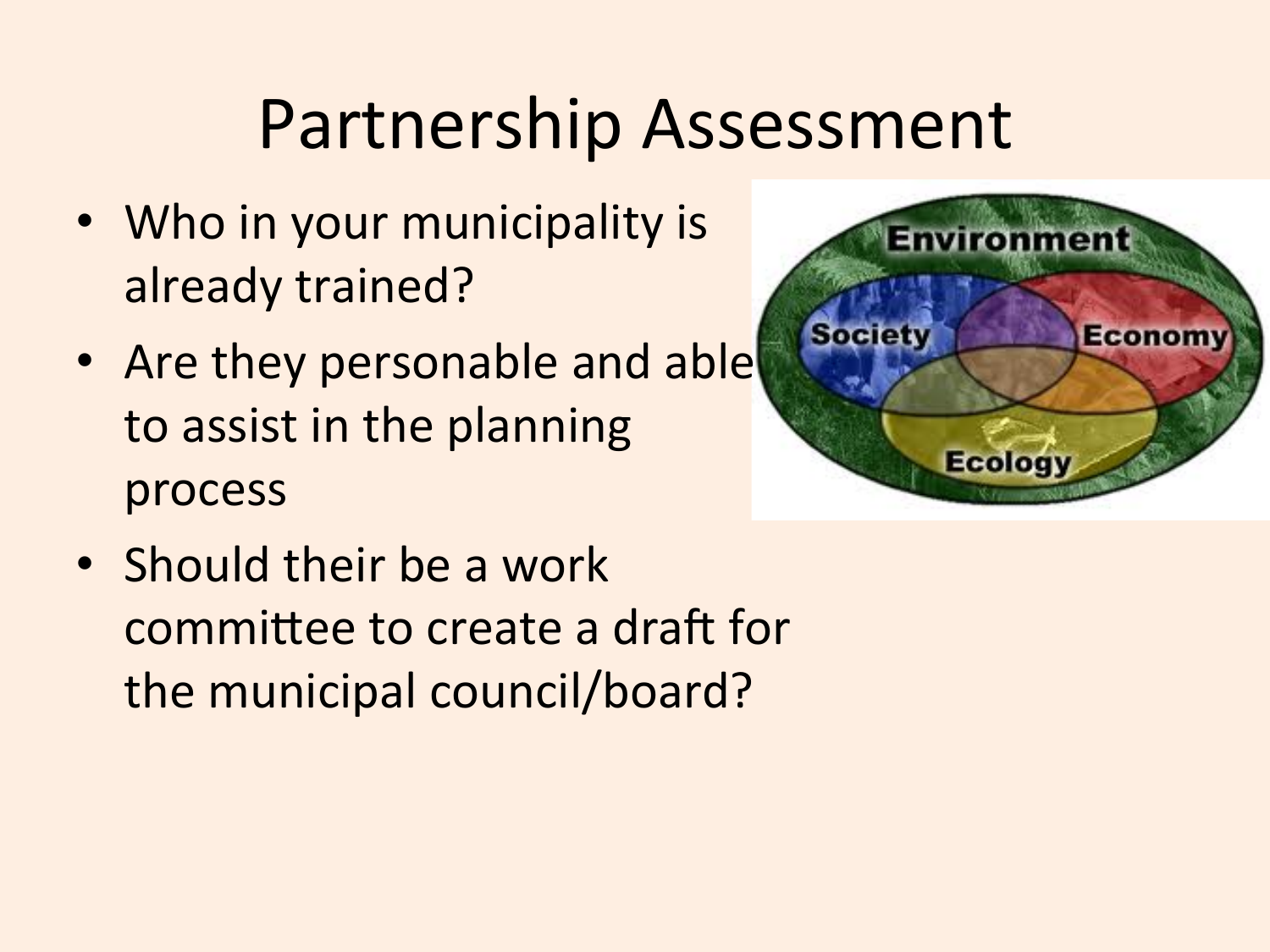# Partnership Assessment

- Who in your municipality is already trained?
- Are they personable and able to assist in the planning process
- Should their be a work committee to create a draft for the municipal council/board?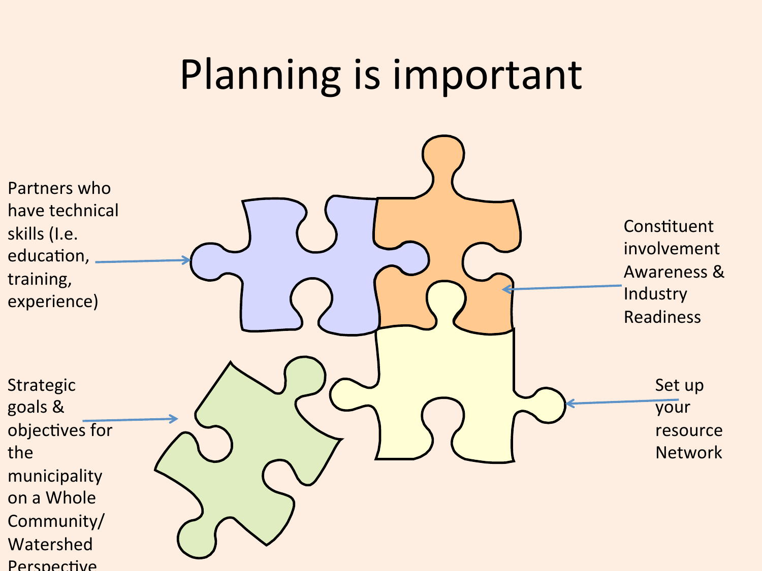# Planning is important

Partners who have technical skills (I.e. education, training, experience)

Constituent involvement Awareness & Industry Readiness

Strategic goals & objectives for the municipality on a Whole Community/ Watershed Perspective

Set up your resource Network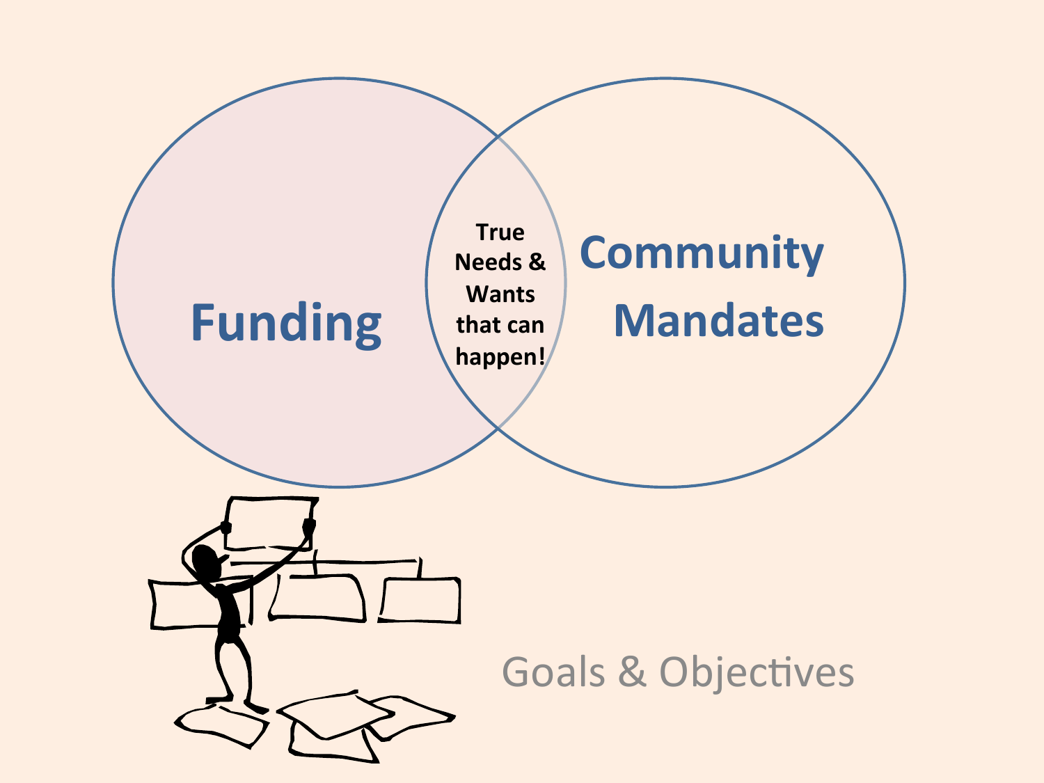Funding

True Needs & Wants that can happen!

Community Mandates

Goals & Objectives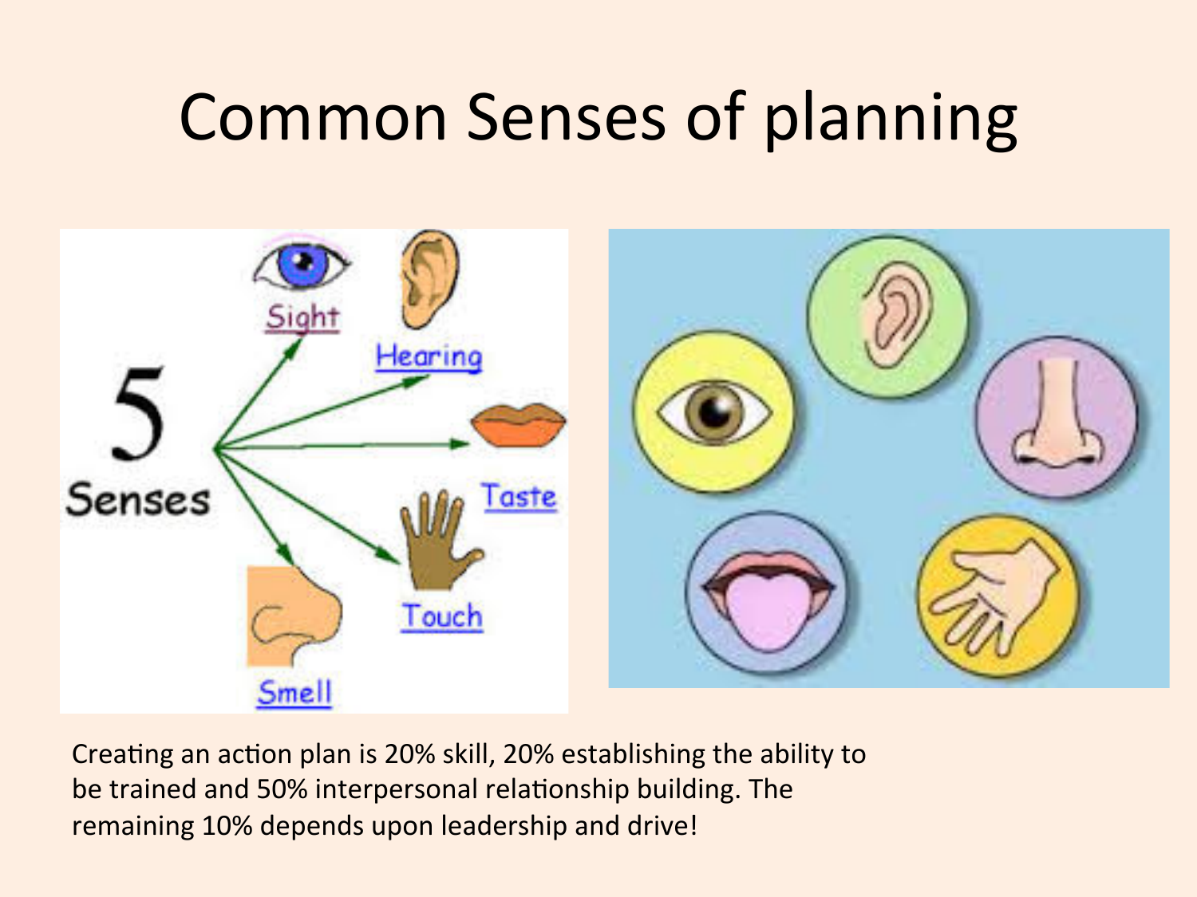# Common Senses of planning

Creating an action plan is 20% skill, 20% establishing the ability to be trained and 50% interpersonal relationship building. The remaining 10% depends upon leadership and drive!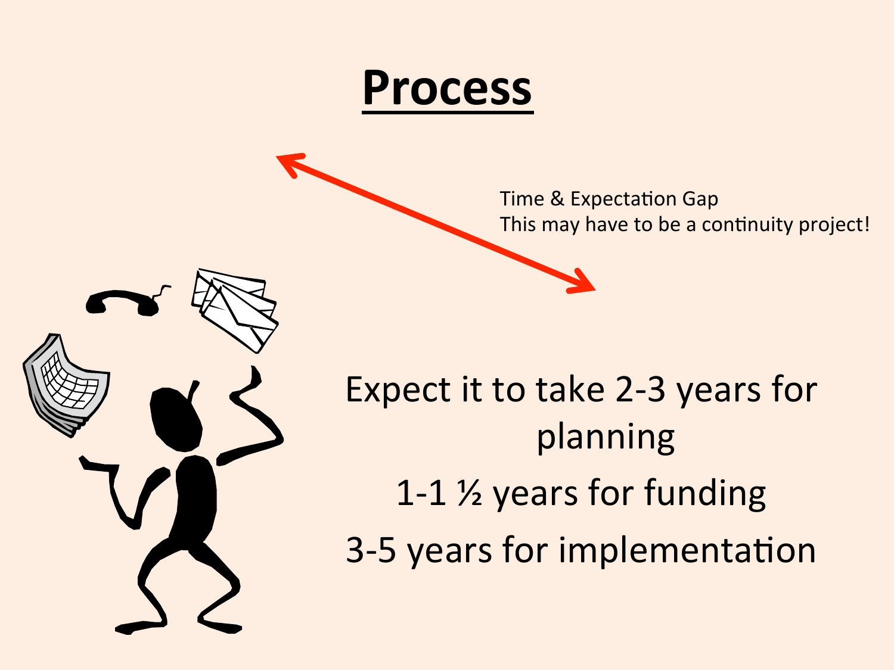# Process

Time & Expectation Gap
This may have to be a continuity project!

Expect it to take 2-3 years for planning

1-1 ½ years for funding

3-5 years for implementation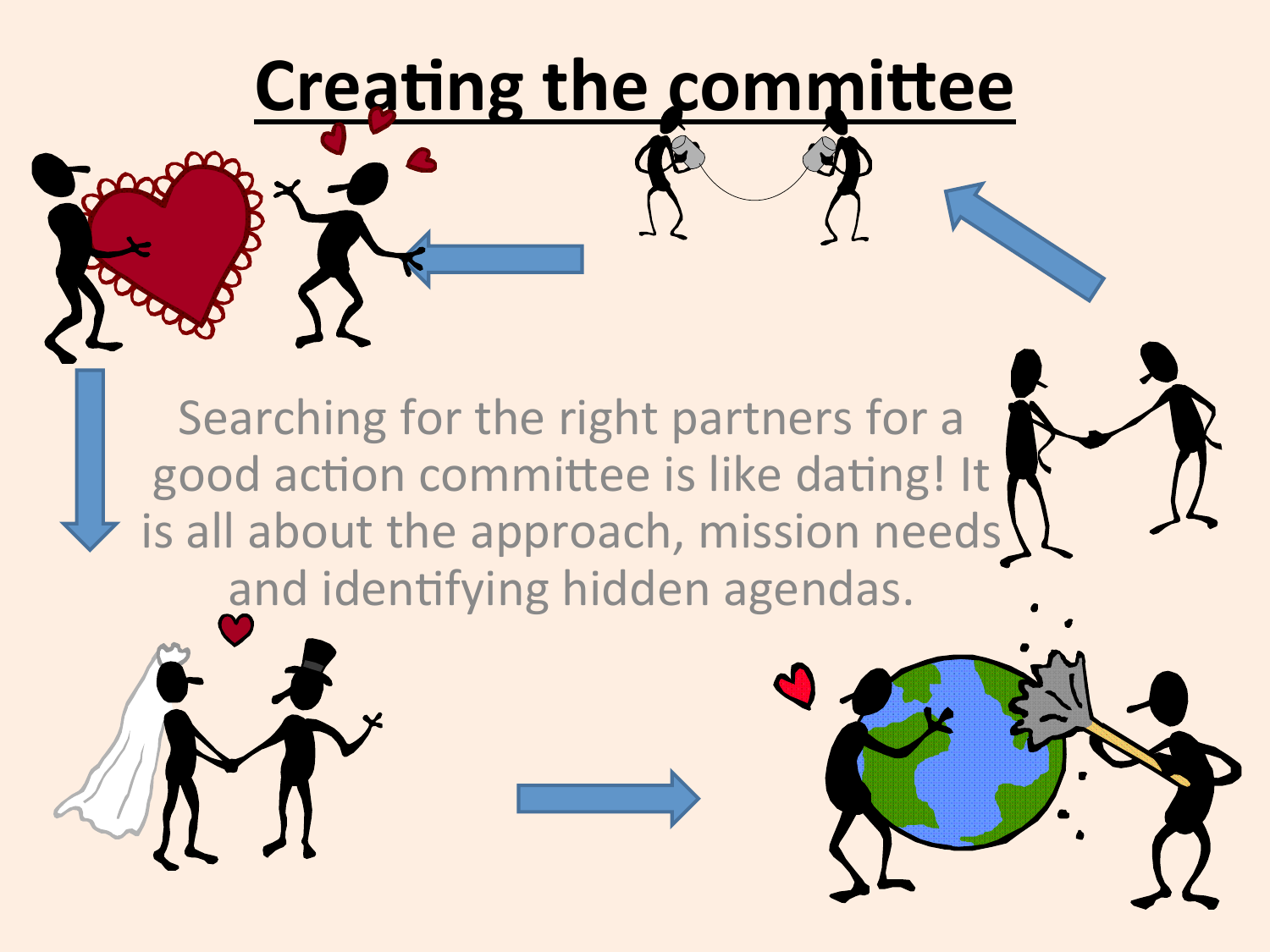# Creating the committee

Searching for the right partners for a good action committee is like dating! It is all about the approach, mission needs and identifying hidden agendas.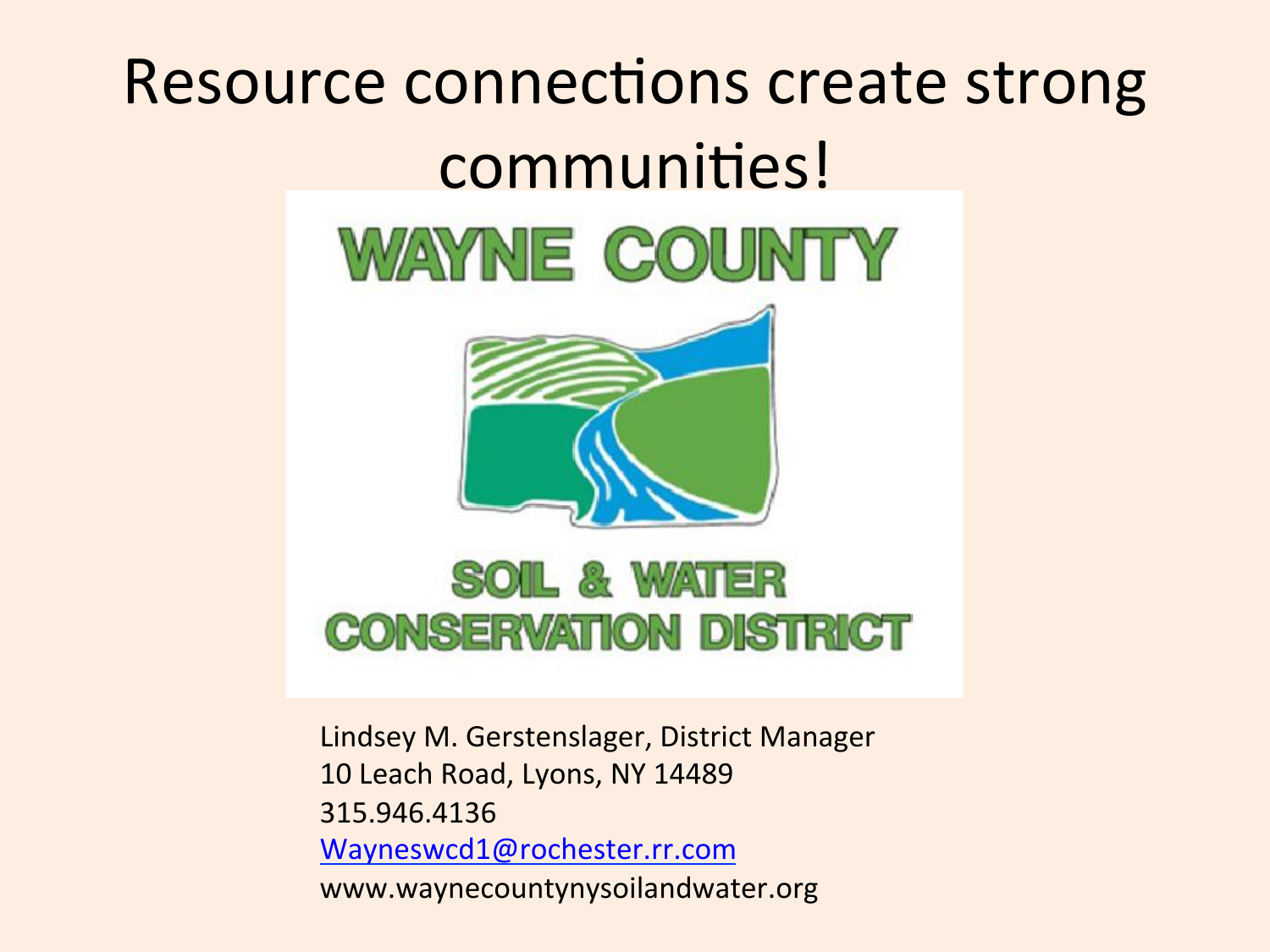# Resource connections create strong communities!

WAYNE COUNTY

SOIL & WATER CONSERVATION DISTRICT

Lindsey M. Gerstenslager, District Manager
10 Leach Road, Lyons, NY 14489
315.946.4136
Wayneswcd1@rochester.rr.com
www.waynecountynysoilandwater.org